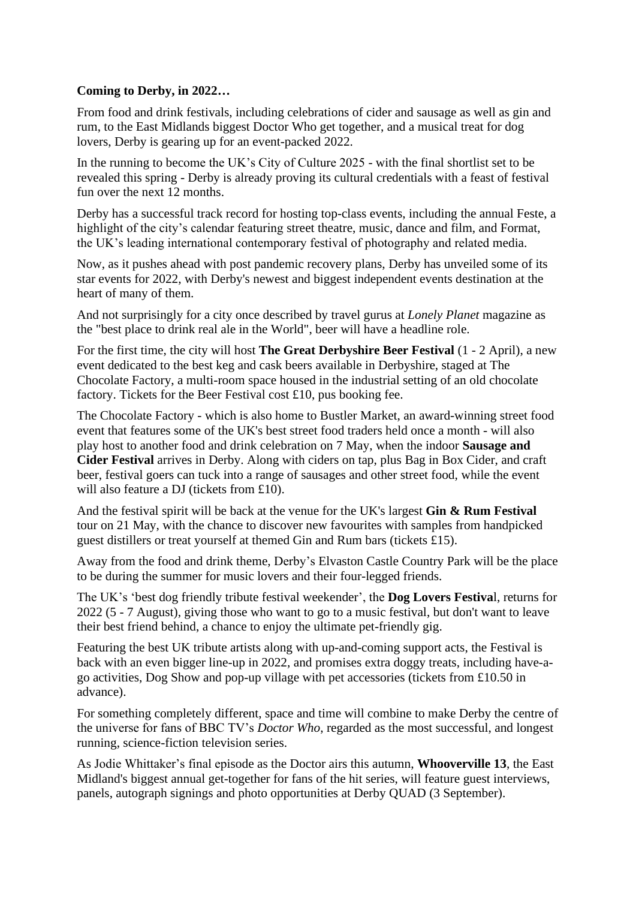**Coming to Derby, in 2022…**

From food and drink festivals, including celebrations of cider and sausage as well as gin and rum, to the East Midlands biggest Doctor Who get together, and a musical treat for dog lovers, Derby is gearing up for an event-packed 2022.

In the running to become the UK's City of Culture 2025 - with the final shortlist set to be revealed this spring - Derby is already proving its cultural credentials with a feast of festival fun over the next 12 months.

Derby has a successful track record for hosting top-class events, including the annual Feste, a highlight of the city's calendar featuring street theatre, music, dance and film, and Format, the UK's leading international contemporary festival of photography and related media.

Now, as it pushes ahead with post pandemic recovery plans, Derby has unveiled some of its star events for 2022, with Derby's newest and biggest independent events destination at the heart of many of them.

And not surprisingly for a city once described by travel gurus at *Lonely Planet* magazine as the "best place to drink real ale in the World", beer will have a headline role.

For the first time, the city will host **The Great Derbyshire Beer Festival** (1 - 2 April), a new event dedicated to the best keg and cask beers available in Derbyshire, staged at The Chocolate Factory, a multi-room space housed in the industrial setting of an old chocolate factory. Tickets for the Beer Festival cost £10, pus booking fee.

The Chocolate Factory - which is also home to Bustler Market, an award-winning street food event that features some of the UK's best street food traders held once a month - will also play host to another food and drink celebration on 7 May, when the indoor **Sausage and Cider Festival** arrives in Derby. Along with ciders on tap, plus Bag in Box Cider, and craft beer, festival goers can tuck into a range of sausages and other street food, while the event will also feature a DJ (tickets from £10).

And the festival spirit will be back at the venue for the UK's largest **Gin & Rum Festival** tour on 21 May, with the chance to discover new favourites with samples from handpicked guest distillers or treat yourself at themed Gin and Rum bars (tickets £15).

Away from the food and drink theme, Derby's Elvaston Castle Country Park will be the place to be during the summer for music lovers and their four-legged friends.

The UK's 'best dog friendly tribute festival weekender', the **Dog Lovers Festival**, returns for 2022 (5 - 7 August), giving those who want to go to a music festival, but don't want to leave their best friend behind, a chance to enjoy the ultimate pet-friendly gig.

Featuring the best UK tribute artists along with up-and-coming support acts, the Festival is back with an even bigger line-up in 2022, and promises extra doggy treats, including have-a-go activities, Dog Show and pop-up village with pet accessories (tickets from £10.50 in advance).

For something completely different, space and time will combine to make Derby the centre of the universe for fans of BBC TV's *Doctor Who*, regarded as the most successful, and longest running, science-fiction television series.

As Jodie Whittaker's final episode as the Doctor airs this autumn, **Whooverville 13**, the East Midland's biggest annual get-together for fans of the hit series, will feature guest interviews, panels, autograph signings and photo opportunities at Derby QUAD (3 September).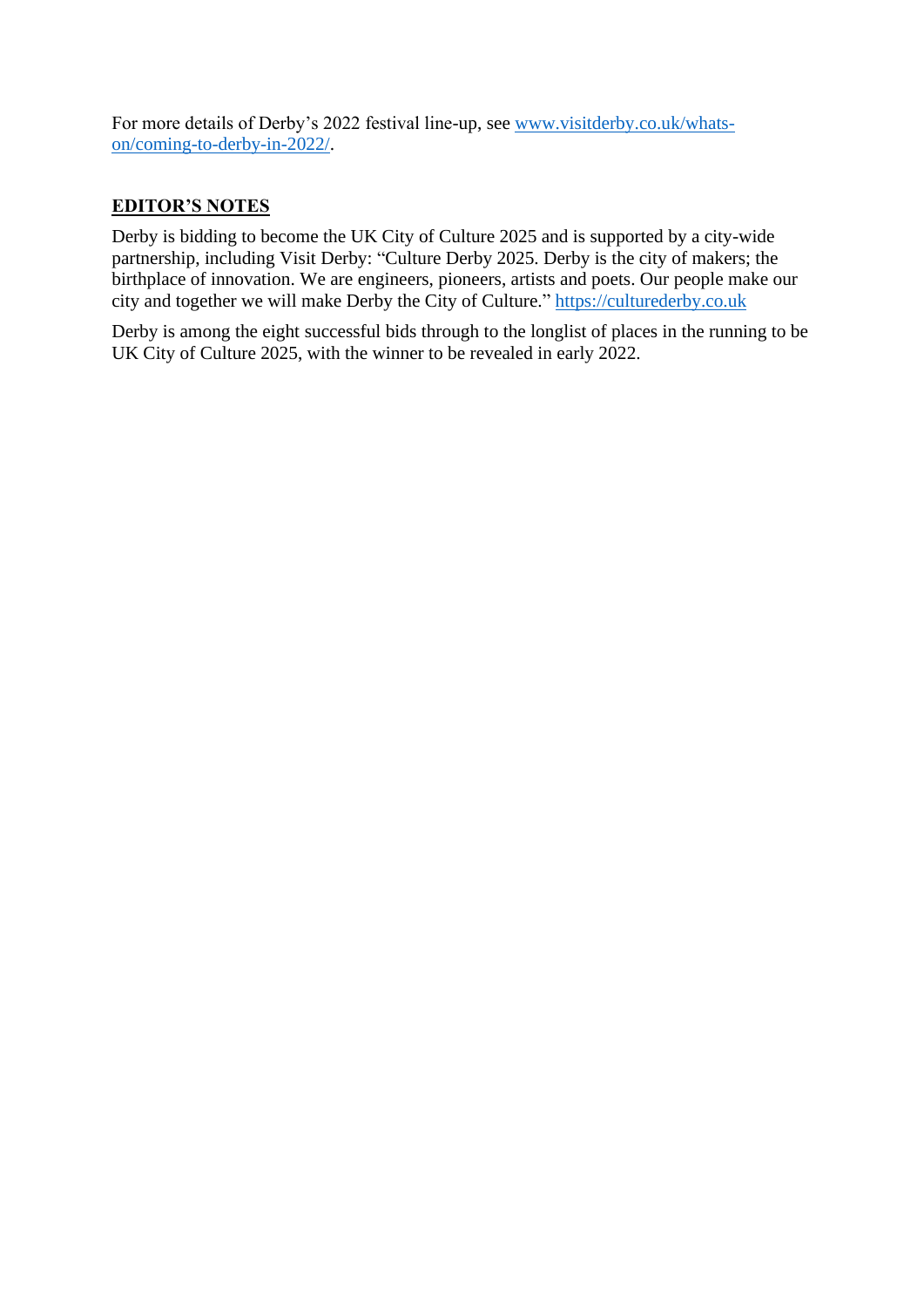For more details of Derby's 2022 festival line-up, see [www.visitderby.co.uk/whats-on/coming-to-derby-in-2022/](www.visitderby.co.uk/whats-on/coming-to-derby-in-2022/).

## EDITOR'S NOTES

Derby is bidding to become the UK City of Culture 2025 and is supported by a city-wide partnership, including Visit Derby: "Culture Derby 2025. Derby is the city of makers; the birthplace of innovation. We are engineers, pioneers, artists and poets. Our people make our city and together we will make Derby the City of Culture." [https://culturederby.co.uk](https://culturederby.co.uk)

Derby is among the eight successful bids through to the longlist of places in the running to be UK City of Culture 2025, with the winner to be revealed in early 2022.